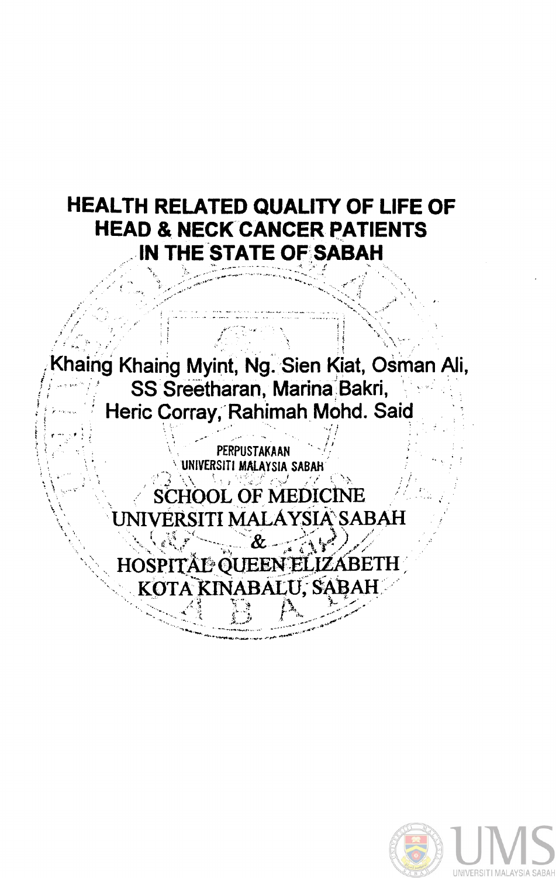# HEALTH RELATED QUALITY OF LIFE OF HEAD & NECK CANCER PATIENTS IN THE STATE OF SABAH

Khaing Khaing Myint, Ng. Sien Kiat, Osman Ali, SS Sreetharan, Marina Bakri, Heric Corray, Rahimah Mohd. Said

PERPUSTAKAAN
UNIVERSITI MALAYSIA SABAH

SCHOOL OF MEDICINE
UNIVERSITI MALAYSIA SABAH
&
HOSPITAL QUEEN ELIZABETH
KOTA KINABALU, SABAH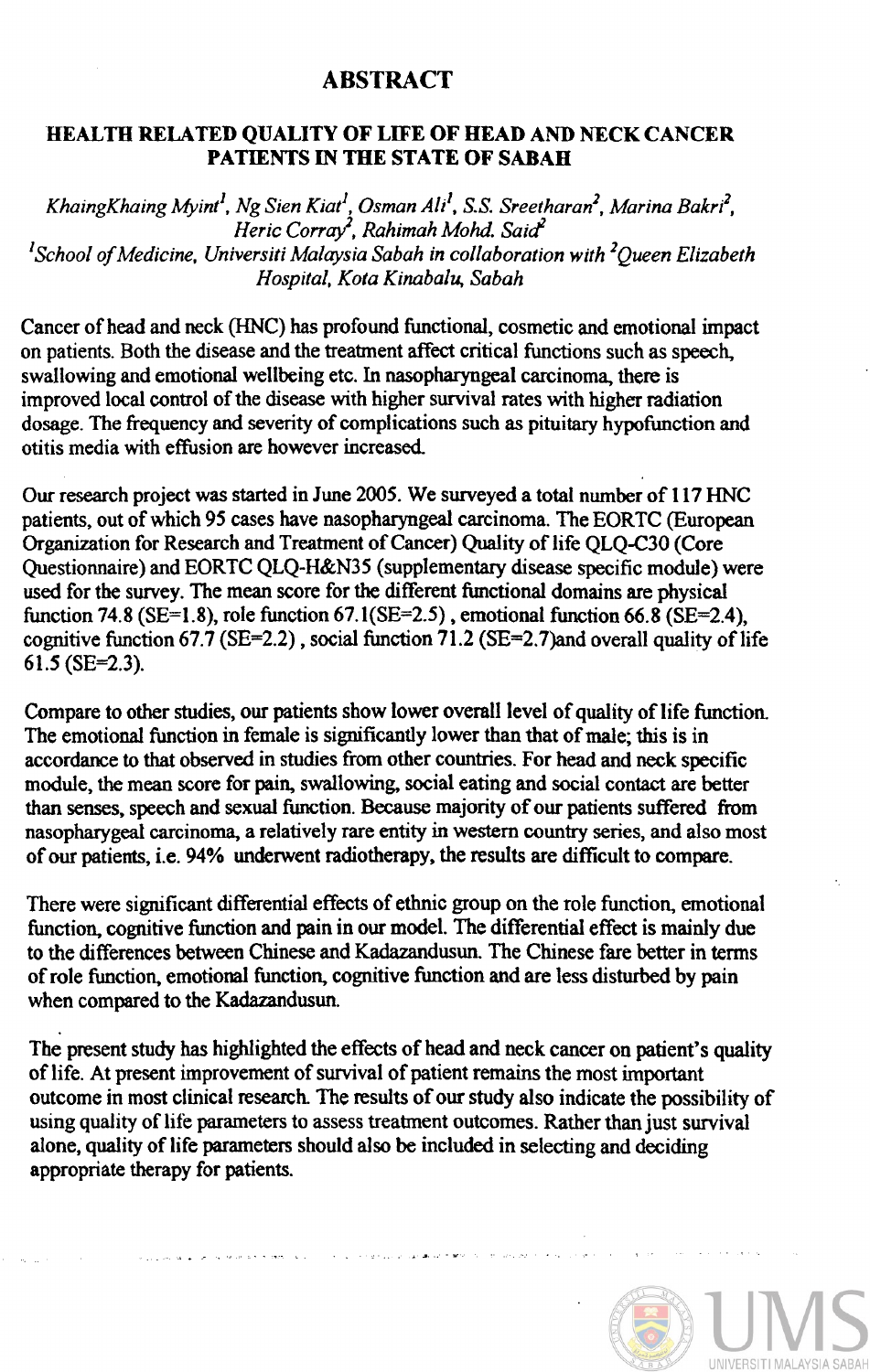# ABSTRACT

## HEALTH RELATED QUALITY OF LIFE OF HEAD AND NECK CANCER PATIENTS IN THE STATE OF SABAH

*KhaingKhaing Myint[1], Ng Sien Kiat[1], Osman Ali[1], S.S. Sreetharan[2], Marina Bakri[2], Heric Corray[2], Rahimah Mohd. Said[2]*

*[1]School of Medicine, Universiti Malaysia Sabah in collaboration with [2]Queen Elizabeth Hospital, Kota Kinabalu, Sabah*

Cancer of head and neck (HNC) has profound functional, cosmetic and emotional impact on patients. Both the disease and the treatment affect critical functions such as speech, swallowing and emotional wellbeing etc. In nasopharyngeal carcinoma, there is improved local control of the disease with higher survival rates with higher radiation dosage. The frequency and severity of complications such as pituitary hypofunction and otitis media with effusion are however increased.

Our research project was started in June 2005. We surveyed a total number of 117 HNC patients, out of which 95 cases have nasopharyngeal carcinoma. The EORTC (European Organization for Research and Treatment of Cancer) Quality of life QLQ-C30 (Core Questionnaire) and EORTC QLQ-H&N35 (supplementary disease specific module) were used for the survey. The mean score for the different functional domains are physical function 74.8 (SE=1.8), role function 67.1(SE=2.5) , emotional function 66.8 (SE=2.4), cognitive function 67.7 (SE=2.2) , social function 71.2 (SE=2.7)and overall quality of life 61.5 (SE=2.3).

Compare to other studies, our patients show lower overall level of quality of life function. The emotional function in female is significantly lower than that of male; this is in accordance to that observed in studies from other countries. For head and neck specific module, the mean score for pain, swallowing, social eating and social contact are better than senses, speech and sexual function. Because majority of our patients suffered from nasopharygeal carcinoma, a relatively rare entity in western country series, and also most of our patients, i.e. 94% underwent radiotherapy, the results are difficult to compare.

There were significant differential effects of ethnic group on the role function, emotional function, cognitive function and pain in our model. The differential effect is mainly due to the differences between Chinese and Kadazandusun. The Chinese fare better in terms of role function, emotional function, cognitive function and are less disturbed by pain when compared to the Kadazandusun.

The present study has highlighted the effects of head and neck cancer on patient's quality of life. At present improvement of survival of patient remains the most important outcome in most clinical research. The results of our study also indicate the possibility of using quality of life parameters to assess treatment outcomes. Rather than just survival alone, quality of life parameters should also be included in selecting and deciding appropriate therapy for patients.